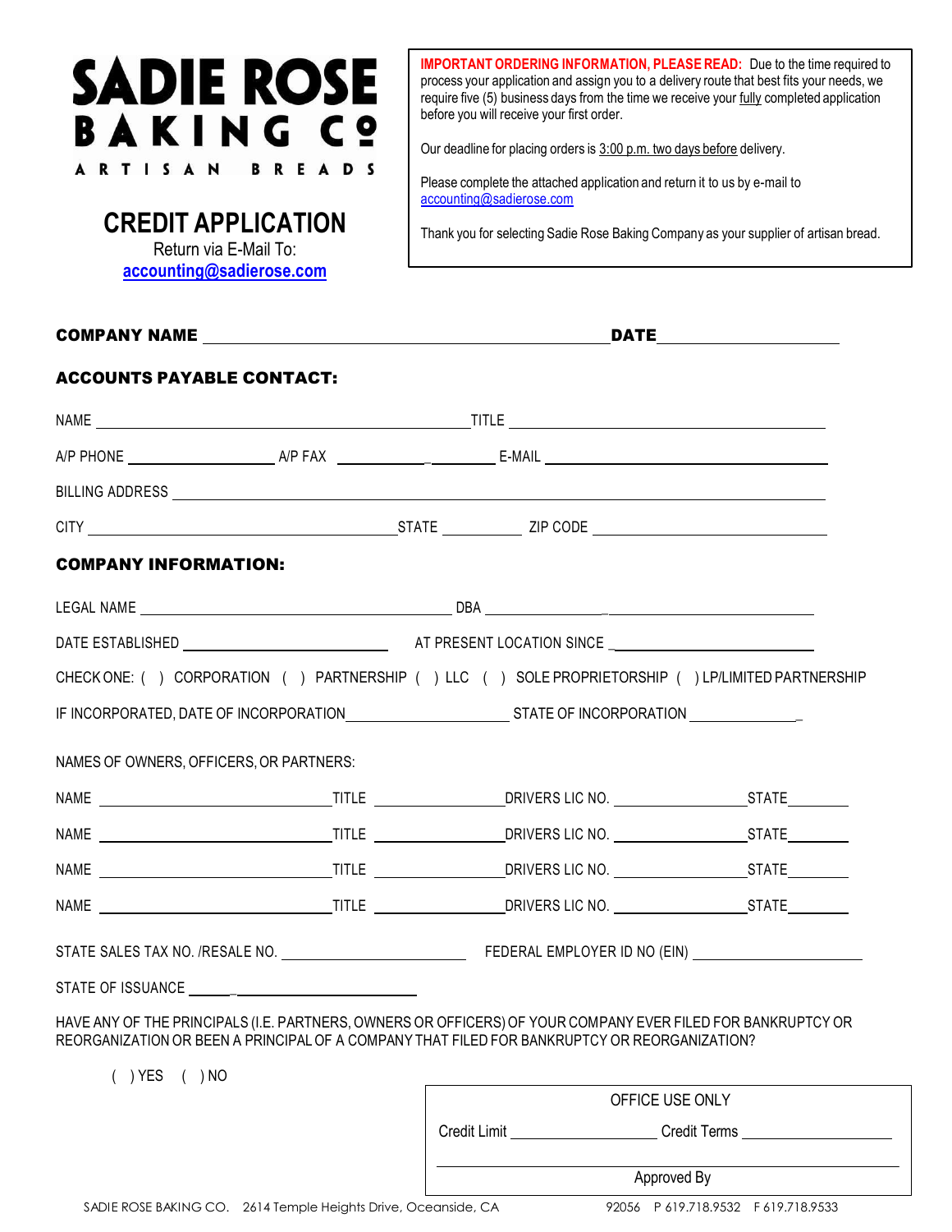# SADIE ROSE BAKING Co

ARTISAN BREADS

## CREDIT APPLICATION

Return via E-Mail To:
**accounting@sadierose.com**

> **IMPORTANT ORDERING INFORMATION, PLEASE READ:** Due to the time required to process your application and assign you to a delivery route that best fits your needs, we require five (5) business days from the time we receive your fully completed application before you will receive your first order.
>
> Our deadline for placing orders is 3:00 p.m. two days before delivery.
>
> Please complete the attached application and return it to us by e-mail to accounting@sadierose.com
>
> Thank you for selecting Sadie Rose Baking Company as your supplier of artisan bread.

**COMPANY NAME** ______________________________ **DATE** ______________

**ACCOUNTS PAYABLE CONTACT:**

NAME ______________________________ TITLE ______________________________

A/P PHONE ______________ A/P FAX ______________ E-MAIL ______________________

BILLING ADDRESS __________________________________________________________

CITY ______________________ STATE __________ ZIP CODE ______________________

**COMPANY INFORMATION:**

LEGAL NAME ______________________________ DBA ______________________________

DATE ESTABLISHED ______________________ AT PRESENT LOCATION SINCE ______________________

CHECK ONE: ( ) CORPORATION ( ) PARTNERSHIP ( ) LLC ( ) SOLE PROPRIETORSHIP ( ) LP/LIMITED PARTNERSHIP

IF INCORPORATED, DATE OF INCORPORATION ______________ STATE OF INCORPORATION ______________

NAMES OF OWNERS, OFFICERS, OR PARTNERS:

NAME ______________ TITLE ______________ DRIVERS LIC NO. ______________ STATE ________

NAME ______________ TITLE ______________ DRIVERS LIC NO. ______________ STATE ________

NAME ______________ TITLE ______________ DRIVERS LIC NO. ______________ STATE ________

NAME ______________ TITLE ______________ DRIVERS LIC NO. ______________ STATE ________

STATE SALES TAX NO. /RESALE NO. ______________________ FEDERAL EMPLOYER ID NO (EIN) ______________________

STATE OF ISSUANCE ______________________

HAVE ANY OF THE PRINCIPALS (I.E. PARTNERS, OWNERS OR OFFICERS) OF YOUR COMPANY EVER FILED FOR BANKRUPTCY OR REORGANIZATION OR BEEN A PRINCIPAL OF A COMPANY THAT FILED FOR BANKRUPTCY OR REORGANIZATION?

( ) YES ( ) NO

> OFFICE USE ONLY
>
> Credit Limit ______________ Credit Terms ______________
>
> ______________________________
> Approved By

SADIE ROSE BAKING CO. 2614 Temple Heights Drive, Oceanside, CA 92056 P 619.718.9532 F 619.718.9533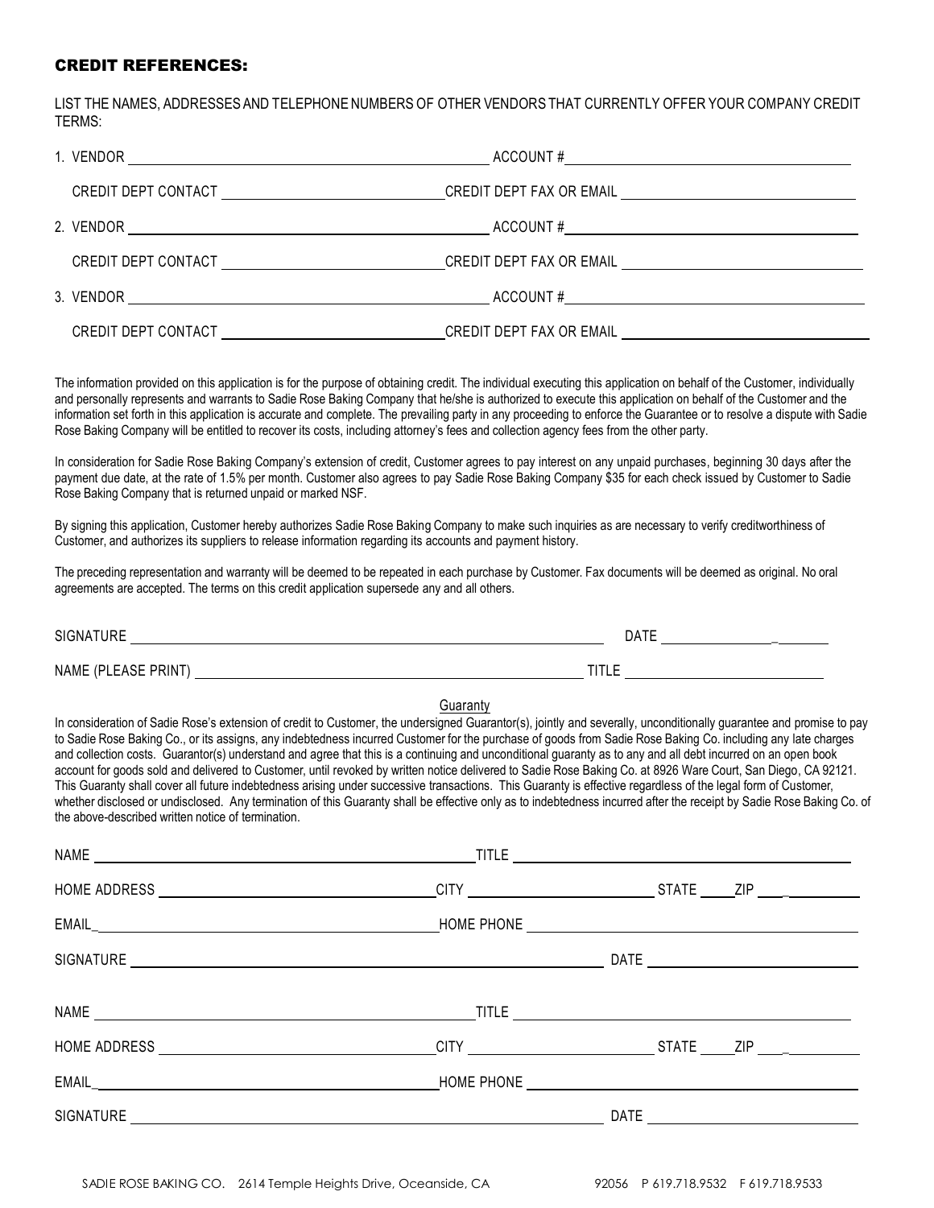## CREDIT REFERENCES:

LIST THE NAMES, ADDRESSES AND TELEPHONE NUMBERS OF OTHER VENDORS THAT CURRENTLY OFFER YOUR COMPANY CREDIT TERMS:

1. VENDOR ______________________________ ACCOUNT # ______________________________

   CREDIT DEPT CONTACT ______________________________ CREDIT DEPT FAX OR EMAIL ______________________________

2. VENDOR ______________________________ ACCOUNT # ______________________________

   CREDIT DEPT CONTACT ______________________________ CREDIT DEPT FAX OR EMAIL ______________________________

3. VENDOR ______________________________ ACCOUNT # ______________________________

   CREDIT DEPT CONTACT ______________________________ CREDIT DEPT FAX OR EMAIL ______________________________

The information provided on this application is for the purpose of obtaining credit. The individual executing this application on behalf of the Customer, individually and personally represents and warrants to Sadie Rose Baking Company that he/she is authorized to execute this application on behalf of the Customer and the information set forth in this application is accurate and complete. The prevailing party in any proceeding to enforce the Guarantee or to resolve a dispute with Sadie Rose Baking Company will be entitled to recover its costs, including attorney's fees and collection agency fees from the other party.

In consideration for Sadie Rose Baking Company's extension of credit, Customer agrees to pay interest on any unpaid purchases, beginning 30 days after the payment due date, at the rate of 1.5% per month. Customer also agrees to pay Sadie Rose Baking Company $35 for each check issued by Customer to Sadie Rose Baking Company that is returned unpaid or marked NSF.

By signing this application, Customer hereby authorizes Sadie Rose Baking Company to make such inquiries as are necessary to verify creditworthiness of Customer, and authorizes its suppliers to release information regarding its accounts and payment history.

The preceding representation and warranty will be deemed to be repeated in each purchase by Customer. Fax documents will be deemed as original. No oral agreements are accepted. The terms on this credit application supersede any and all others.

SIGNATURE ______________________________ DATE ______________________________

NAME (PLEASE PRINT) ______________________________ TITLE ______________________________

### Guaranty

In consideration of Sadie Rose's extension of credit to Customer, the undersigned Guarantor(s), jointly and severally, unconditionally guarantee and promise to pay to Sadie Rose Baking Co., or its assigns, any indebtedness incurred Customer for the purchase of goods from Sadie Rose Baking Co. including any late charges and collection costs. Guarantor(s) understand and agree that this is a continuing and unconditional guaranty as to any and all debt incurred on an open book account for goods sold and delivered to Customer, until revoked by written notice delivered to Sadie Rose Baking Co. at 8926 Ware Court, San Diego, CA 92121. This Guaranty shall cover all future indebtedness arising under successive transactions. This Guaranty is effective regardless of the legal form of Customer, whether disclosed or undisclosed. Any termination of this Guaranty shall be effective only as to indebtedness incurred after the receipt by Sadie Rose Baking Co. of the above-described written notice of termination.

NAME ______________________________ TITLE ______________________________

HOME ADDRESS ______________________________ CITY ______________________________ STATE ______ ZIP ______________

EMAIL ______________________________ HOME PHONE ______________________________

SIGNATURE ______________________________ DATE ______________________________

NAME ______________________________ TITLE ______________________________

HOME ADDRESS ______________________________ CITY ______________________________ STATE ______ ZIP ______________

EMAIL ______________________________ HOME PHONE ______________________________

SIGNATURE ______________________________ DATE ______________________________

SADIE ROSE BAKING CO. 2614 Temple Heights Drive, Oceanside, CA 92056 P 619.718.9532 F 619.718.9533